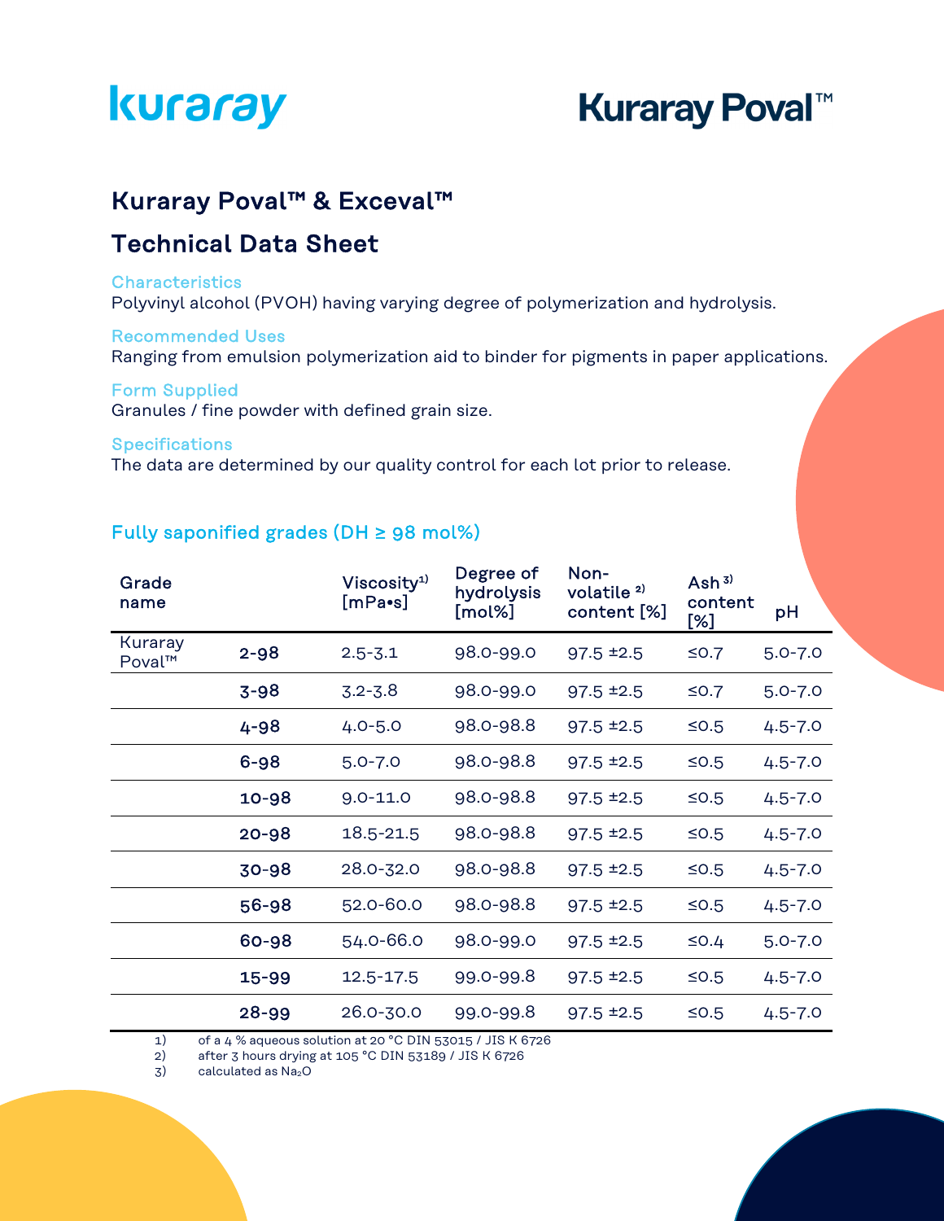kuraray

Kuraray Poval™

# Kuraray Poval™ & Exceval™

# Technical Data Sheet

### Characteristics

Polyvinyl alcohol (PVOH) having varying degree of polymerization and hydrolysis.

### Recommended Uses

Ranging from emulsion polymerization aid to binder for pigments in paper applications.

### Form Supplied

Granules / fine powder with defined grain size.

### Specifications

The data are determined by our quality control for each lot prior to release.

## Fully saponified grades (DH ≥ 98 mol%)

| Grade name | | Viscosity[1) ] [mPa•s] | Degree of hydrolysis [mol%] | Non-volatile [2)] content [%] | Ash [3)] content [%] | pH |
|---|---|---|---|---|---|---|
| Kuraray Poval™ | 2-98 | 2.5-3.1 | 98.0-99.0 | 97.5 ±2.5 | ≤0.7 | 5.0-7.0 |
| | 3-98 | 3.2-3.8 | 98.0-99.0 | 97.5 ±2.5 | ≤0.7 | 5.0-7.0 |
| | 4-98 | 4.0-5.0 | 98.0-98.8 | 97.5 ±2.5 | ≤0.5 | 4.5-7.0 |
| | 6-98 | 5.0-7.0 | 98.0-98.8 | 97.5 ±2.5 | ≤0.5 | 4.5-7.0 |
| | 10-98 | 9.0-11.0 | 98.0-98.8 | 97.5 ±2.5 | ≤0.5 | 4.5-7.0 |
| | 20-98 | 18.5-21.5 | 98.0-98.8 | 97.5 ±2.5 | ≤0.5 | 4.5-7.0 |
| | 30-98 | 28.0-32.0 | 98.0-98.8 | 97.5 ±2.5 | ≤0.5 | 4.5-7.0 |
| | 56-98 | 52.0-60.0 | 98.0-98.8 | 97.5 ±2.5 | ≤0.5 | 4.5-7.0 |
| | 60-98 | 54.0-66.0 | 98.0-99.0 | 97.5 ±2.5 | ≤0.4 | 5.0-7.0 |
| | 15-99 | 12.5-17.5 | 99.0-99.8 | 97.5 ±2.5 | ≤0.5 | 4.5-7.0 |
| | 28-99 | 26.0-30.0 | 99.0-99.8 | 97.5 ±2.5 | ≤0.5 | 4.5-7.0 |

1) of a 4 % aqueous solution at 20 °C DIN 53015 / JIS K 6726
2) after 3 hours drying at 105 °C DIN 53189 / JIS K 6726
3) calculated as $Na_2O$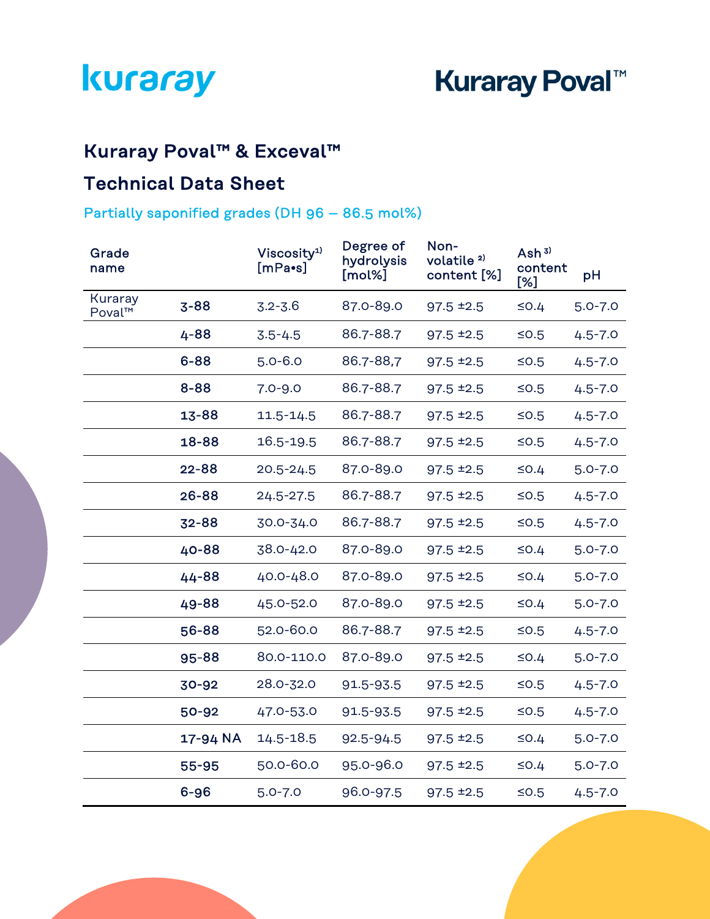# Kuraray Poval™ & Exceval™

## Technical Data Sheet

### Partially saponified grades (DH 96 – 86.5 mol%)

| Grade name | | Viscosity[1) ] [mPa•s] | Degree of hydrolysis [mol%] | Non-volatile [2)] content [%] | Ash [3)] content [%] | pH |
|---|---|---|---|---|---|---|
| Kuraray Poval™ | **3-88** | 3.2-3.6 | 87.0-89.0 | 97.5 ±2.5 | ≤0.4 | 5.0-7.0 |
| | **4-88** | 3.5-4.5 | 86.7-88.7 | 97.5 ±2.5 | ≤0.5 | 4.5-7.0 |
| | **6-88** | 5.0-6.0 | 86.7-88,7 | 97.5 ±2.5 | ≤0.5 | 4.5-7.0 |
| | **8-88** | 7.0-9.0 | 86.7-88.7 | 97.5 ±2.5 | ≤0.5 | 4.5-7.0 |
| | **13-88** | 11.5-14.5 | 86.7-88.7 | 97.5 ±2.5 | ≤0.5 | 4.5-7.0 |
| | **18-88** | 16.5-19.5 | 86.7-88.7 | 97.5 ±2.5 | ≤0.5 | 4.5-7.0 |
| | **22-88** | 20.5-24.5 | 87.0-89.0 | 97.5 ±2.5 | ≤0.4 | 5.0-7.0 |
| | **26-88** | 24.5-27.5 | 86.7-88.7 | 97.5 ±2.5 | ≤0.5 | 4.5-7.0 |
| | **32-88** | 30.0-34.0 | 86.7-88.7 | 97.5 ±2.5 | ≤0.5 | 4.5-7.0 |
| | **40-88** | 38.0-42.0 | 87.0-89.0 | 97.5 ±2.5 | ≤0.4 | 5.0-7.0 |
| | **44-88** | 40.0-48.0 | 87.0-89.0 | 97.5 ±2.5 | ≤0.4 | 5.0-7.0 |
| | **49-88** | 45.0-52.0 | 87.0-89.0 | 97.5 ±2.5 | ≤0.4 | 5.0-7.0 |
| | **56-88** | 52.0-60.0 | 86.7-88.7 | 97.5 ±2.5 | ≤0.5 | 4.5-7.0 |
| | **95-88** | 80.0-110.0 | 87.0-89.0 | 97.5 ±2.5 | ≤0.4 | 5.0-7.0 |
| | **30-92** | 28.0-32.0 | 91.5-93.5 | 97.5 ±2.5 | ≤0.5 | 4.5-7.0 |
| | **50-92** | 47.0-53.0 | 91.5-93.5 | 97.5 ±2.5 | ≤0.5 | 4.5-7.0 |
| | **17-94 NA** | 14.5-18.5 | 92.5-94.5 | 97.5 ±2.5 | ≤0.4 | 5.0-7.0 |
| | **55-95** | 50.0-60.0 | 95.0-96.0 | 97.5 ±2.5 | ≤0.4 | 5.0-7.0 |
| | **6-96** | 5.0-7.0 | 96.0-97.5 | 97.5 ±2.5 | ≤0.5 | 4.5-7.0 |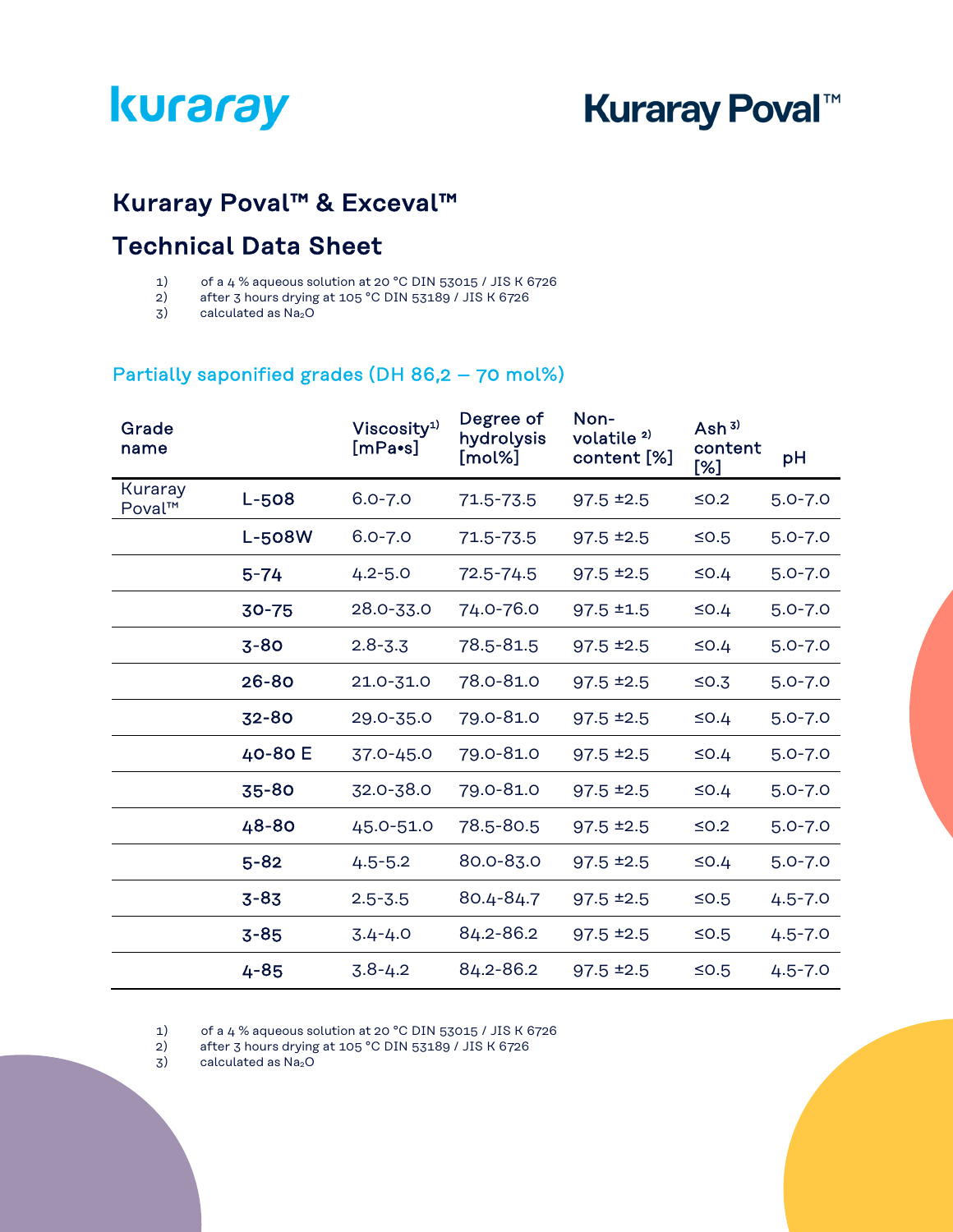# Kuraray Poval™ & Exceval™

## Technical Data Sheet

1) of a 4 % aqueous solution at 20 °C DIN 53015 / JIS K 6726
2) after 3 hours drying at 105 °C DIN 53189 / JIS K 6726
3) calculated as $Na_2O$

### Partially saponified grades (DH 86,2 – 70 mol%)

| Grade name | | Viscosity[1) ] [mPa•s] | Degree of hydrolysis [mol%] | Non-volatile [2)] content [%] | Ash [3)] content [%] | pH |
|---|---|---|---|---|---|---|
| Kuraray Poval™ | L-508 | 6.0-7.0 | 71.5-73.5 | 97.5 ±2.5 | ≤0.2 | 5.0-7.0 |
| | L-508W | 6.0-7.0 | 71.5-73.5 | 97.5 ±2.5 | ≤0.5 | 5.0-7.0 |
| | 5-74 | 4.2-5.0 | 72.5-74.5 | 97.5 ±2.5 | ≤0.4 | 5.0-7.0 |
| | 30-75 | 28.0-33.0 | 74.0-76.0 | 97.5 ±1.5 | ≤0.4 | 5.0-7.0 |
| | 3-80 | 2.8-3.3 | 78.5-81.5 | 97.5 ±2.5 | ≤0.4 | 5.0-7.0 |
| | 26-80 | 21.0-31.0 | 78.0-81.0 | 97.5 ±2.5 | ≤0.3 | 5.0-7.0 |
| | 32-80 | 29.0-35.0 | 79.0-81.0 | 97.5 ±2.5 | ≤0.4 | 5.0-7.0 |
| | 40-80 E | 37.0-45.0 | 79.0-81.0 | 97.5 ±2.5 | ≤0.4 | 5.0-7.0 |
| | 35-80 | 32.0-38.0 | 79.0-81.0 | 97.5 ±2.5 | ≤0.4 | 5.0-7.0 |
| | 48-80 | 45.0-51.0 | 78.5-80.5 | 97.5 ±2.5 | ≤0.2 | 5.0-7.0 |
| | 5-82 | 4.5-5.2 | 80.0-83.0 | 97.5 ±2.5 | ≤0.4 | 5.0-7.0 |
| | 3-83 | 2.5-3.5 | 80.4-84.7 | 97.5 ±2.5 | ≤0.5 | 4.5-7.0 |
| | 3-85 | 3.4-4.0 | 84.2-86.2 | 97.5 ±2.5 | ≤0.5 | 4.5-7.0 |
| | 4-85 | 3.8-4.2 | 84.2-86.2 | 97.5 ±2.5 | ≤0.5 | 4.5-7.0 |

1) of a 4 % aqueous solution at 20 °C DIN 53015 / JIS K 6726
2) after 3 hours drying at 105 °C DIN 53189 / JIS K 6726
3) calculated as $Na_2O$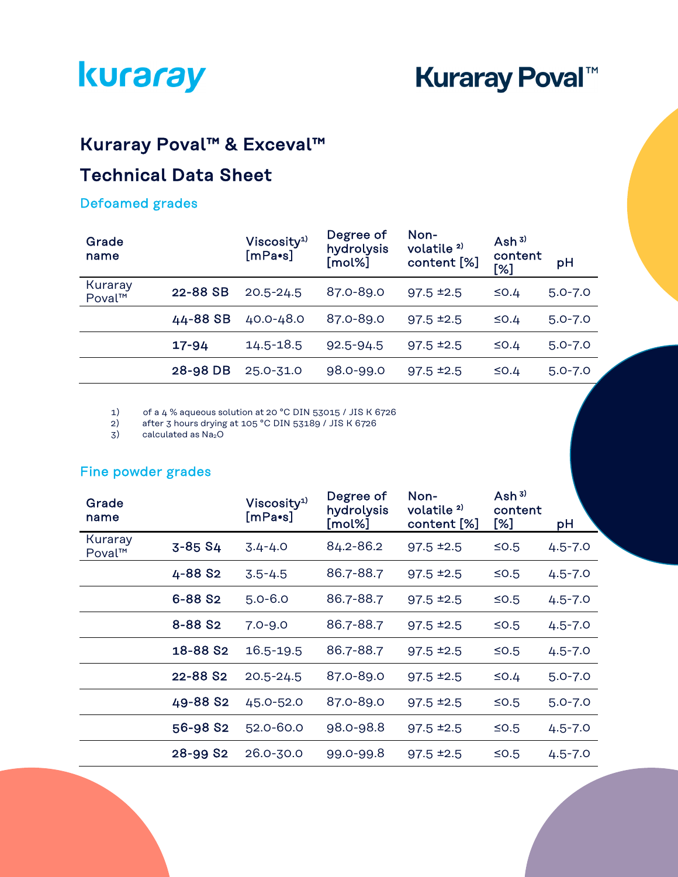kuraray

Kuraray Poval™

# Kuraray Poval™ & Exceval™

# Technical Data Sheet

## Defoamed grades

| Grade name | | Viscosity[1) ] [mPa•s] | Degree of hydrolysis [mol%] | Non-volatile [2)] content [%] | Ash [3)] content [%] | pH |
|---|---|---|---|---|---|---|
| Kuraray Poval™ | **22-88 SB** | 20.5-24.5 | 87.0-89.0 | 97.5 ±2.5 | ≤0.4 | 5.0-7.0 |
| | **44-88 SB** | 40.0-48.0 | 87.0-89.0 | 97.5 ±2.5 | ≤0.4 | 5.0-7.0 |
| | **17-94** | 14.5-18.5 | 92.5-94.5 | 97.5 ±2.5 | ≤0.4 | 5.0-7.0 |
| | **28-98 DB** | 25.0-31.0 | 98.0-99.0 | 97.5 ±2.5 | ≤0.4 | 5.0-7.0 |

1) of a 4 % aqueous solution at 20 °C DIN 53015 / JIS K 6726
2) after 3 hours drying at 105 °C DIN 53189 / JIS K 6726
3) calculated as $Na_2O$

## Fine powder grades

| Grade name | | Viscosity[1)] [mPa•s] | Degree of hydrolysis [mol%] | Non-volatile [2)] content [%] | Ash [3)] content [%] | pH |
|---|---|---|---|---|---|---|
| Kuraray Poval™ | **3-85 S4** | 3.4-4.0 | 84.2-86.2 | 97.5 ±2.5 | ≤0.5 | 4.5-7.0 |
| | **4-88 S2** | 3.5-4.5 | 86.7-88.7 | 97.5 ±2.5 | ≤0.5 | 4.5-7.0 |
| | **6-88 S2** | 5.0-6.0 | 86.7-88.7 | 97.5 ±2.5 | ≤0.5 | 4.5-7.0 |
| | **8-88 S2** | 7.0-9.0 | 86.7-88.7 | 97.5 ±2.5 | ≤0.5 | 4.5-7.0 |
| | **18-88 S2** | 16.5-19.5 | 86.7-88.7 | 97.5 ±2.5 | ≤0.5 | 4.5-7.0 |
| | **22-88 S2** | 20.5-24.5 | 87.0-89.0 | 97.5 ±2.5 | ≤0.4 | 5.0-7.0 |
| | **49-88 S2** | 45.0-52.0 | 87.0-89.0 | 97.5 ±2.5 | ≤0.5 | 5.0-7.0 |
| | **56-98 S2** | 52.0-60.0 | 98.0-98.8 | 97.5 ±2.5 | ≤0.5 | 4.5-7.0 |
| | **28-99 S2** | 26.0-30.0 | 99.0-99.8 | 97.5 ±2.5 | ≤0.5 | 4.5-7.0 |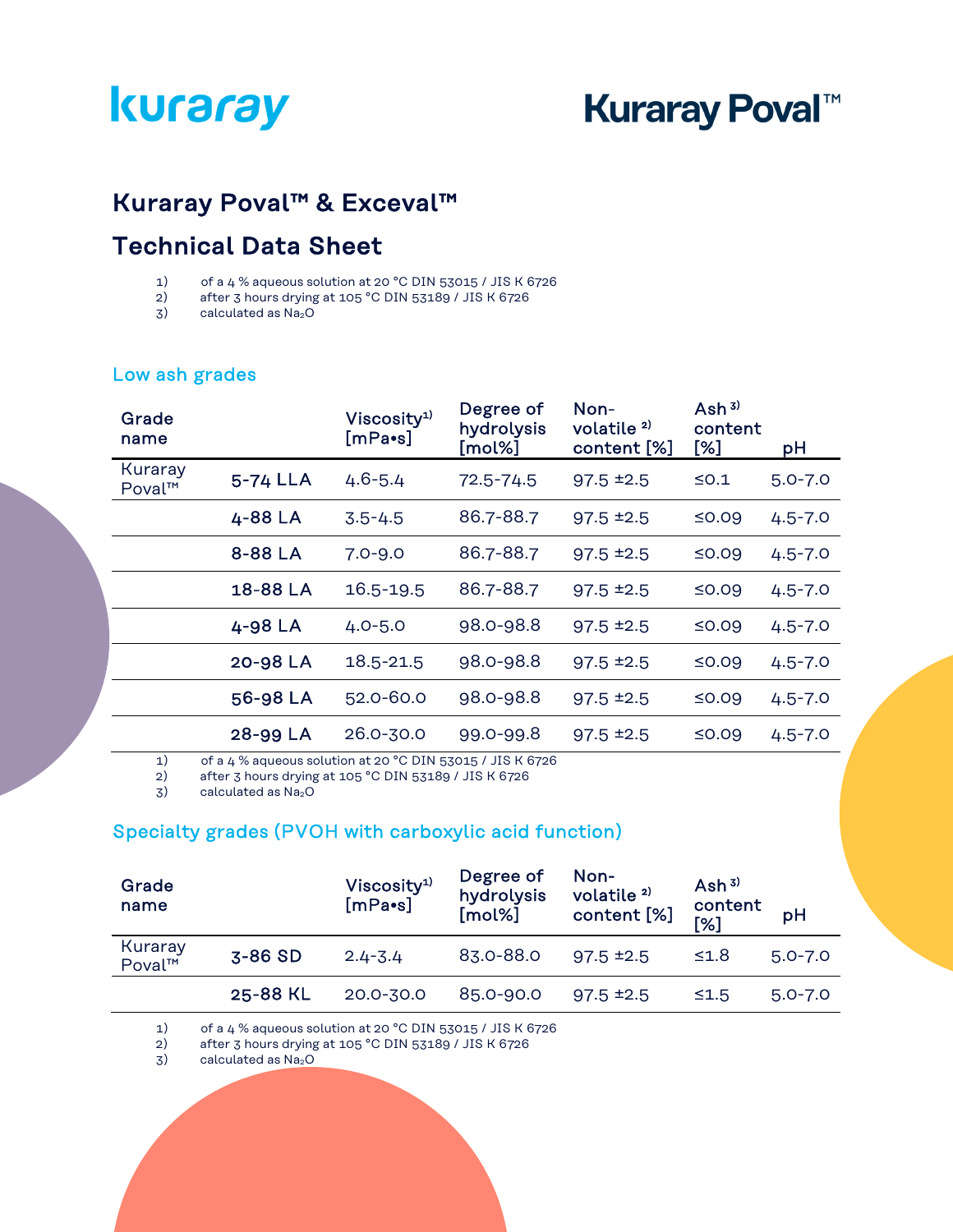# Kuraray Poval™ & Exceval™

## Technical Data Sheet

1) of a 4 % aqueous solution at 20 °C DIN 53015 / JIS K 6726
2) after 3 hours drying at 105 °C DIN 53189 / JIS K 6726
3) calculated as $Na_2O$

### Low ash grades

| Grade name | | Viscosity[1) ] [mPa•s] | Degree of hydrolysis [mol%] | Non-volatile [2)] content [%] | Ash [3)] content [%] | pH |
|---|---|---|---|---|---|---|
| Kuraray Poval™ | **5-74 LLA** | 4.6-5.4 | 72.5-74.5 | 97.5 ±2.5 | ≤0.1 | 5.0-7.0 |
| | **4-88 LA** | 3.5-4.5 | 86.7-88.7 | 97.5 ±2.5 | ≤0.09 | 4.5-7.0 |
| | **8-88 LA** | 7.0-9.0 | 86.7-88.7 | 97.5 ±2.5 | ≤0.09 | 4.5-7.0 |
| | **18-88 LA** | 16.5-19.5 | 86.7-88.7 | 97.5 ±2.5 | ≤0.09 | 4.5-7.0 |
| | **4-98 LA** | 4.0-5.0 | 98.0-98.8 | 97.5 ±2.5 | ≤0.09 | 4.5-7.0 |
| | **20-98 LA** | 18.5-21.5 | 98.0-98.8 | 97.5 ±2.5 | ≤0.09 | 4.5-7.0 |
| | **56-98 LA** | 52.0-60.0 | 98.0-98.8 | 97.5 ±2.5 | ≤0.09 | 4.5-7.0 |
| | **28-99 LA** | 26.0-30.0 | 99.0-99.8 | 97.5 ±2.5 | ≤0.09 | 4.5-7.0 |

1) of a 4 % aqueous solution at 20 °C DIN 53015 / JIS K 6726
2) after 3 hours drying at 105 °C DIN 53189 / JIS K 6726
3) calculated as $Na_2O$

### Specialty grades (PVOH with carboxylic acid function)

| Grade name | | Viscosity[1)] [mPa•s] | Degree of hydrolysis [mol%] | Non-volatile [2)] content [%] | Ash [3)] content [%] | pH |
|---|---|---|---|---|---|---|
| Kuraray Poval™ | **3-86 SD** | 2.4-3.4 | 83.0-88.0 | 97.5 ±2.5 | ≤1.8 | 5.0-7.0 |
| | **25-88 KL** | 20.0-30.0 | 85.0-90.0 | 97.5 ±2.5 | ≤1.5 | 5.0-7.0 |

1) of a 4 % aqueous solution at 20 °C DIN 53015 / JIS K 6726
2) after 3 hours drying at 105 °C DIN 53189 / JIS K 6726
3) calculated as $Na_2O$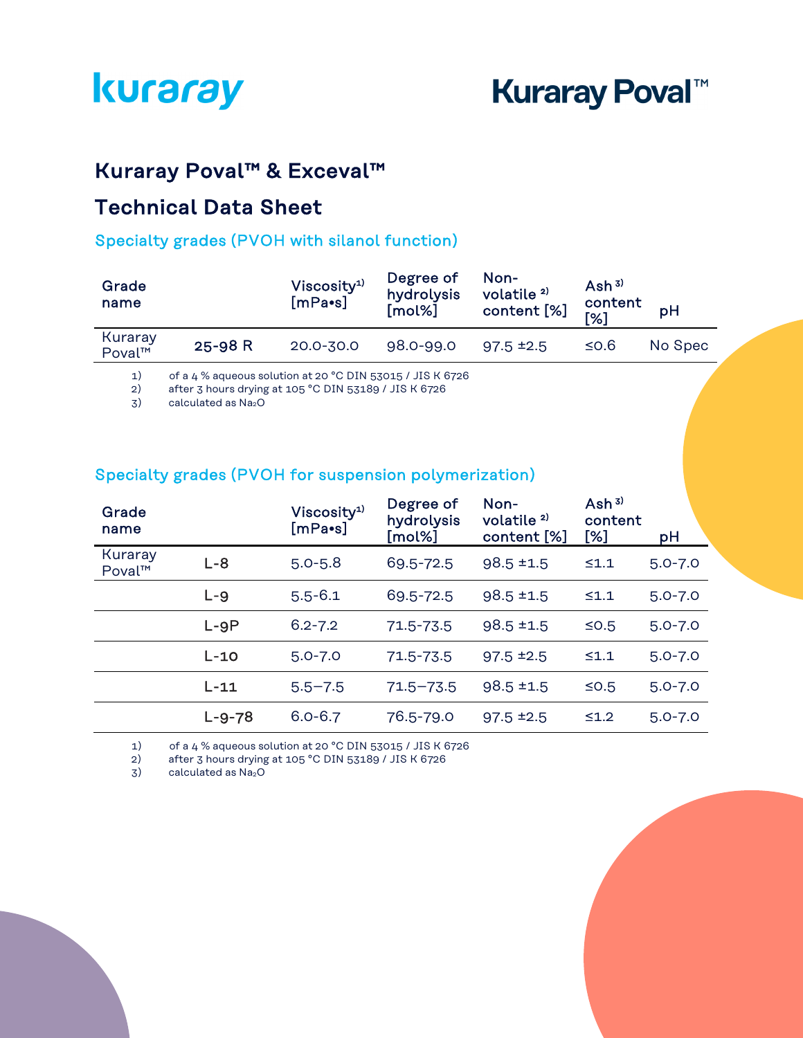## Kuraray Poval™ & Exceval™

## Technical Data Sheet

### Specialty grades (PVOH with silanol function)

| Grade name | | Viscosity[1) ] [mPa•s] | Degree of hydrolysis [mol%] | Non-volatile [2)] content [%] | Ash [3)] content [%] | pH |
|---|---|---|---|---|---|---|
| Kuraray Poval™ | 25-98 R | 20.0-30.0 | 98.0-99.0 | 97.5 ±2.5 | ≤0.6 | No Spec |

1) of a 4 % aqueous solution at 20 °C DIN 53015 / JIS K 6726
2) after 3 hours drying at 105 °C DIN 53189 / JIS K 6726
3) calculated as $Na_2O$

### Specialty grades (PVOH for suspension polymerization)

| Grade name | | Viscosity[1)] [mPa•s] | Degree of hydrolysis [mol%] | Non-volatile [2)] content [%] | Ash [3)] content [%] | pH |
|---|---|---|---|---|---|---|
| Kuraray Poval™ | L-8 | 5.0-5.8 | 69.5-72.5 | 98.5 ±1.5 | ≤1.1 | 5.0-7.0 |
| | L-9 | 5.5-6.1 | 69.5-72.5 | 98.5 ±1.5 | ≤1.1 | 5.0-7.0 |
| | L-9P | 6.2-7.2 | 71.5-73.5 | 98.5 ±1.5 | ≤0.5 | 5.0-7.0 |
| | L-10 | 5.0-7.0 | 71.5-73.5 | 97.5 ±2.5 | ≤1.1 | 5.0-7.0 |
| | L-11 | 5.5–7.5 | 71.5–73.5 | 98.5 ±1.5 | ≤0.5 | 5.0-7.0 |
| | L-9-78 | 6.0-6.7 | 76.5-79.0 | 97.5 ±2.5 | ≤1.2 | 5.0-7.0 |

1) of a 4 % aqueous solution at 20 °C DIN 53015 / JIS K 6726
2) after 3 hours drying at 105 °C DIN 53189 / JIS K 6726
3) calculated as $Na_2O$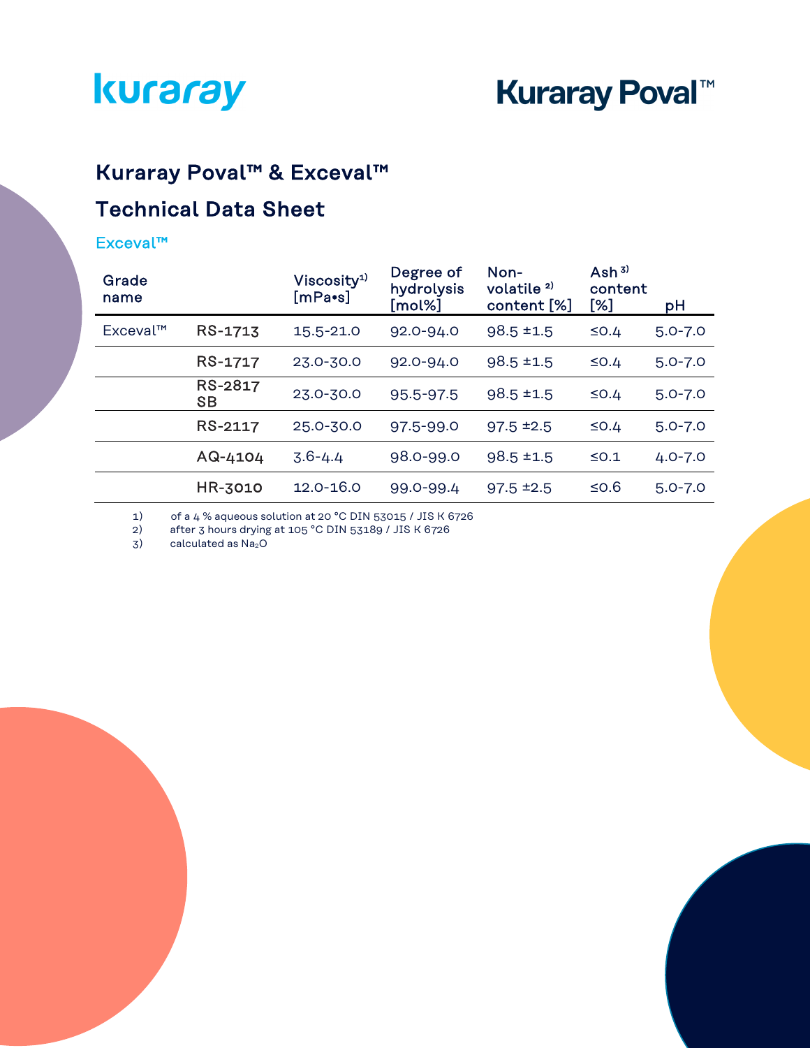kuraray

Kuraray Poval™

## Kuraray Poval™ & Exceval™

## Technical Data Sheet

### Exceval™

| Grade name | | Viscosity[1) ] [mPa•s] | Degree of hydrolysis [mol%] | Non-volatile [2)] content [%] | Ash [3)] content [%] | pH |
|---|---|---|---|---|---|---|
| Exceval™ | RS-1713 | 15.5-21.0 | 92.0-94.0 | 98.5 ±1.5 | ≤0.4 | 5.0-7.0 |
| | RS-1717 | 23.0-30.0 | 92.0-94.0 | 98.5 ±1.5 | ≤0.4 | 5.0-7.0 |
| | RS-2817 SB | 23.0-30.0 | 95.5-97.5 | 98.5 ±1.5 | ≤0.4 | 5.0-7.0 |
| | RS-2117 | 25.0-30.0 | 97.5-99.0 | 97.5 ±2.5 | ≤0.4 | 5.0-7.0 |
| | AQ-4104 | 3.6-4.4 | 98.0-99.0 | 98.5 ±1.5 | ≤0.1 | 4.0-7.0 |
| | HR-3010 | 12.0-16.0 | 99.0-99.4 | 97.5 ±2.5 | ≤0.6 | 5.0-7.0 |

1) of a 4 % aqueous solution at 20 °C DIN 53015 / JIS K 6726
2) after 3 hours drying at 105 °C DIN 53189 / JIS K 6726
3) calculated as $Na_2O$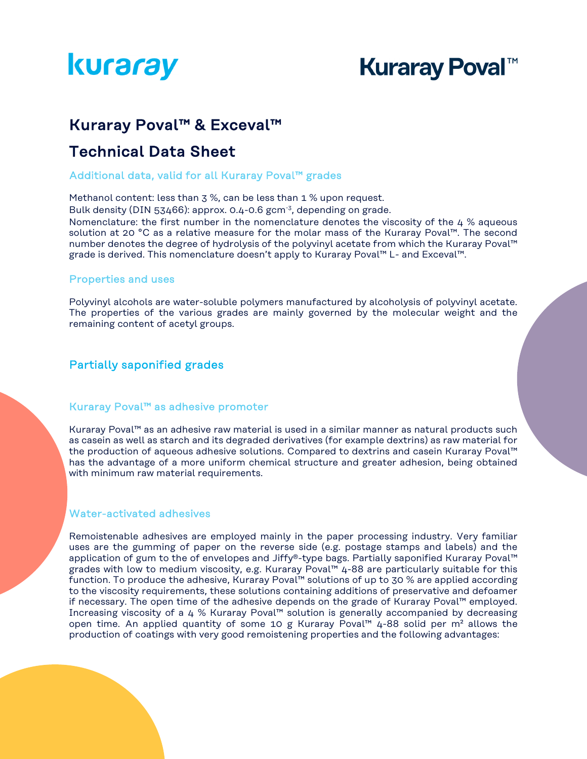# Kuraray Poval™ & Exceval™

# Technical Data Sheet

### Additional data, valid for all Kuraray Poval™ grades

Methanol content: less than 3 %, can be less than 1 % upon request.
Bulk density (DIN 53466): approx. 0.4-0.6 $gcm^{-3}$, depending on grade.
Nomenclature: the first number in the nomenclature denotes the viscosity of the 4 % aqueous solution at 20 °C as a relative measure for the molar mass of the Kuraray Poval™. The second number denotes the degree of hydrolysis of the polyvinyl acetate from which the Kuraray Poval™ grade is derived. This nomenclature doesn't apply to Kuraray Poval™ L- and Exceval™.

### Properties and uses

Polyvinyl alcohols are water-soluble polymers manufactured by alcoholysis of polyvinyl acetate. The properties of the various grades are mainly governed by the molecular weight and the remaining content of acetyl groups.

## Partially saponified grades

### Kuraray Poval™ as adhesive promoter

Kuraray Poval™ as an adhesive raw material is used in a similar manner as natural products such as casein as well as starch and its degraded derivatives (for example dextrins) as raw material for the production of aqueous adhesive solutions. Compared to dextrins and casein Kuraray Poval™ has the advantage of a more uniform chemical structure and greater adhesion, being obtained with minimum raw material requirements.

### Water-activated adhesives

Remoistenable adhesives are employed mainly in the paper processing industry. Very familiar uses are the gumming of paper on the reverse side (e.g. postage stamps and labels) and the application of gum to the of envelopes and Jiffy®-type bags. Partially saponified Kuraray Poval™ grades with low to medium viscosity, e.g. Kuraray Poval™ 4-88 are particularly suitable for this function. To produce the adhesive, Kuraray Poval™ solutions of up to 30 % are applied according to the viscosity requirements, these solutions containing additions of preservative and defoamer if necessary. The open time of the adhesive depends on the grade of Kuraray Poval™ employed. Increasing viscosity of a 4 % Kuraray Poval™ solution is generally accompanied by decreasing open time. An applied quantity of some 10 g Kuraray Poval™ 4-88 solid per m² allows the production of coatings with very good remoistening properties and the following advantages: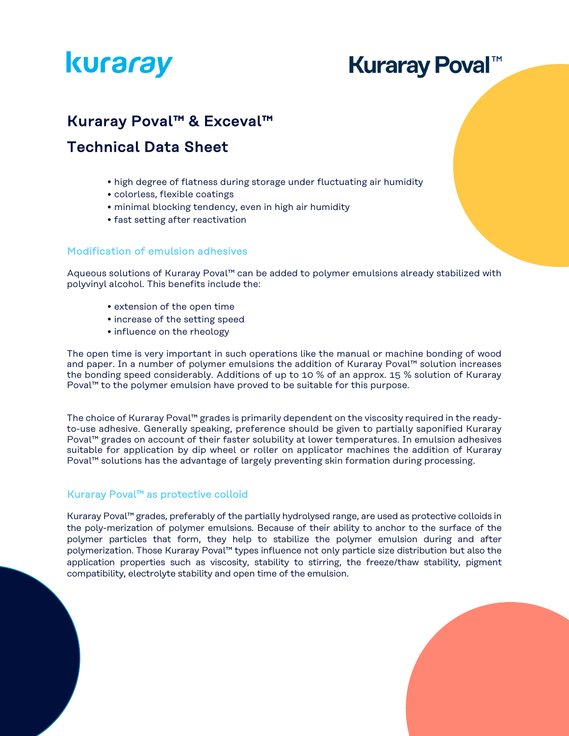# Kuraray Poval™ & Exceval™

# Technical Data Sheet

- high degree of flatness during storage under fluctuating air humidity
- colorless, flexible coatings
- minimal blocking tendency, even in high air humidity
- fast setting after reactivation

## Modification of emulsion adhesives

Aqueous solutions of Kuraray Poval™ can be added to polymer emulsions already stabilized with polyvinyl alcohol. This benefits include the:

- extension of the open time
- increase of the setting speed
- influence on the rheology

The open time is very important in such operations like the manual or machine bonding of wood and paper. In a number of polymer emulsions the addition of Kuraray Poval™ solution increases the bonding speed considerably. Additions of up to 10 % of an approx. 15 % solution of Kuraray Poval™ to the polymer emulsion have proved to be suitable for this purpose.

The choice of Kuraray Poval™ grades is primarily dependent on the viscosity required in the ready-to-use adhesive. Generally speaking, preference should be given to partially saponified Kuraray Poval™ grades on account of their faster solubility at lower temperatures. In emulsion adhesives suitable for application by dip wheel or roller on applicator machines the addition of Kuraray Poval™ solutions has the advantage of largely preventing skin formation during processing.

## Kuraray Poval™ as protective colloid

Kuraray Poval™ grades, preferably of the partially hydrolysed range, are used as protective colloids in the poly-merization of polymer emulsions. Because of their ability to anchor to the surface of the polymer particles that form, they help to stabilize the polymer emulsion during and after polymerization. Those Kuraray Poval™ types influence not only particle size distribution but also the application properties such as viscosity, stability to stirring, the freeze/thaw stability, pigment compatibility, electrolyte stability and open time of the emulsion.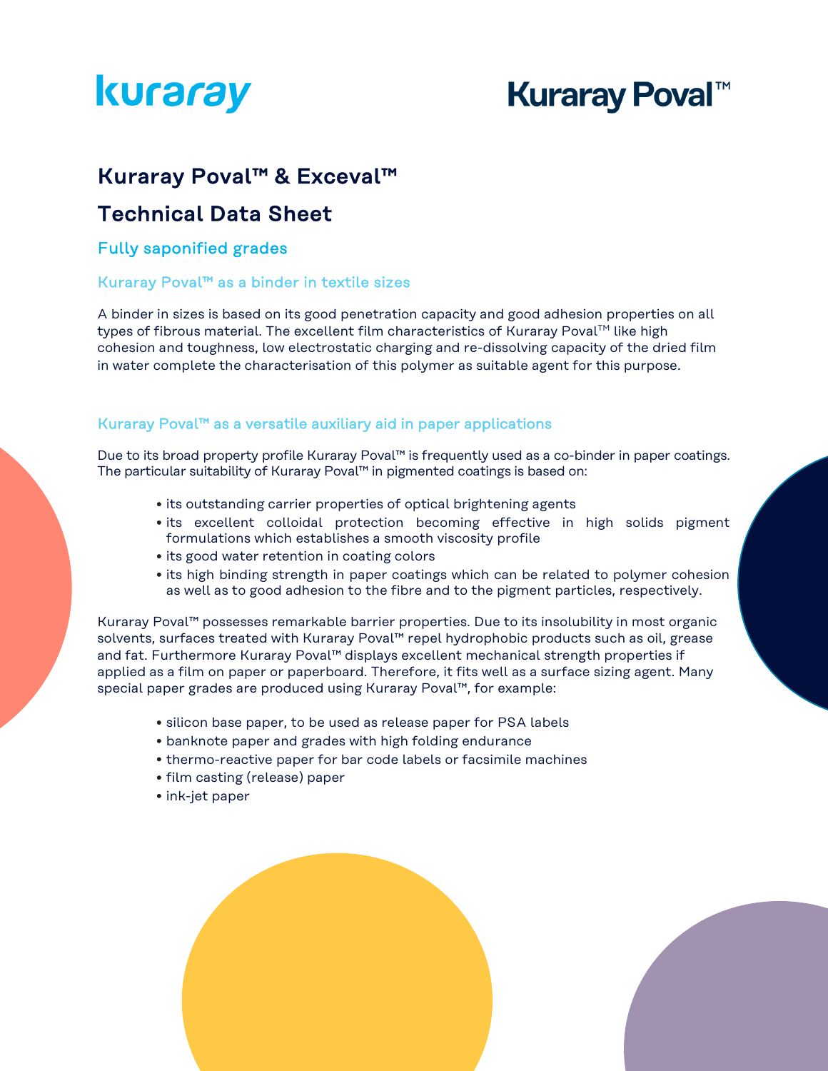# Kuraray Poval™ & Exceval™

# Technical Data Sheet

## Fully saponified grades

### Kuraray Poval™ as a binder in textile sizes

A binder in sizes is based on its good penetration capacity and good adhesion properties on all types of fibrous material. The excellent film characteristics of Kuraray Poval™ like high cohesion and toughness, low electrostatic charging and re-dissolving capacity of the dried film in water complete the characterisation of this polymer as suitable agent for this purpose.

### Kuraray Poval™ as a versatile auxiliary aid in paper applications

Due to its broad property profile Kuraray Poval™ is frequently used as a co-binder in paper coatings. The particular suitability of Kuraray Poval™ in pigmented coatings is based on:

- its outstanding carrier properties of optical brightening agents
- its excellent colloidal protection becoming effective in high solids pigment formulations which establishes a smooth viscosity profile
- its good water retention in coating colors
- its high binding strength in paper coatings which can be related to polymer cohesion as well as to good adhesion to the fibre and to the pigment particles, respectively.

Kuraray Poval™ possesses remarkable barrier properties. Due to its insolubility in most organic solvents, surfaces treated with Kuraray Poval™ repel hydrophobic products such as oil, grease and fat. Furthermore Kuraray Poval™ displays excellent mechanical strength properties if applied as a film on paper or paperboard. Therefore, it fits well as a surface sizing agent. Many special paper grades are produced using Kuraray Poval™, for example:

- silicon base paper, to be used as release paper for PSA labels
- banknote paper and grades with high folding endurance
- thermo-reactive paper for bar code labels or facsimile machines
- film casting (release) paper
- ink-jet paper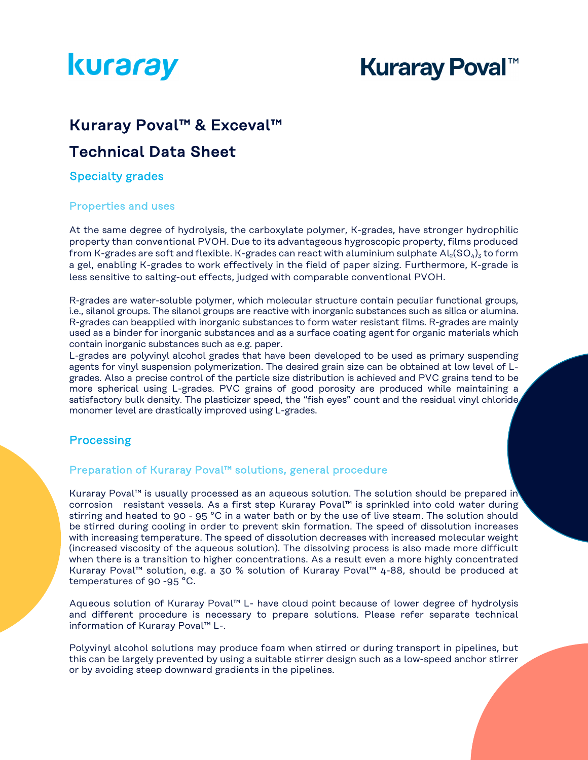# Kuraray Poval™ & Exceval™

# Technical Data Sheet

## Specialty grades

### Properties and uses

At the same degree of hydrolysis, the carboxylate polymer, K-grades, have stronger hydrophilic property than conventional PVOH. Due to its advantageous hygroscopic property, films produced from K-grades are soft and flexible. K-grades can react with aluminium sulphate $Al_2(SO_4)_3$ to form a gel, enabling K-grades to work effectively in the field of paper sizing. Furthermore, K-grade is less sensitive to salting-out effects, judged with comparable conventional PVOH.

R-grades are water-soluble polymer, which molecular structure contain peculiar functional groups, i.e., silanol groups. The silanol groups are reactive with inorganic substances such as silica or alumina. R-grades can beapplied with inorganic substances to form water resistant films. R-grades are mainly used as a binder for inorganic substances and as a surface coating agent for organic materials which contain inorganic substances such as e.g. paper.

L-grades are polyvinyl alcohol grades that have been developed to be used as primary suspending agents for vinyl suspension polymerization. The desired grain size can be obtained at low level of L-grades. Also a precise control of the particle size distribution is achieved and PVC grains tend to be more spherical using L-grades. PVC grains of good porosity are produced while maintaining a satisfactory bulk density. The plasticizer speed, the "fish eyes" count and the residual vinyl chloride monomer level are drastically improved using L-grades.

## Processing

### Preparation of Kuraray Poval™ solutions, general procedure

Kuraray Poval™ is usually processed as an aqueous solution. The solution should be prepared in corrosion resistant vessels. As a first step Kuraray Poval™ is sprinkled into cold water during stirring and heated to 90 - 95 °C in a water bath or by the use of live steam. The solution should be stirred during cooling in order to prevent skin formation. The speed of dissolution increases with increasing temperature. The speed of dissolution decreases with increased molecular weight (increased viscosity of the aqueous solution). The dissolving process is also made more difficult when there is a transition to higher concentrations. As a result even a more highly concentrated Kuraray Poval™ solution, e.g. a 30 % solution of Kuraray Poval™ 4-88, should be produced at temperatures of 90 -95 °C.

Aqueous solution of Kuraray Poval™ L- have cloud point because of lower degree of hydrolysis and different procedure is necessary to prepare solutions. Please refer separate technical information of Kuraray Poval™ L-.

Polyvinyl alcohol solutions may produce foam when stirred or during transport in pipelines, but this can be largely prevented by using a suitable stirrer design such as a low-speed anchor stirrer or by avoiding steep downward gradients in the pipelines.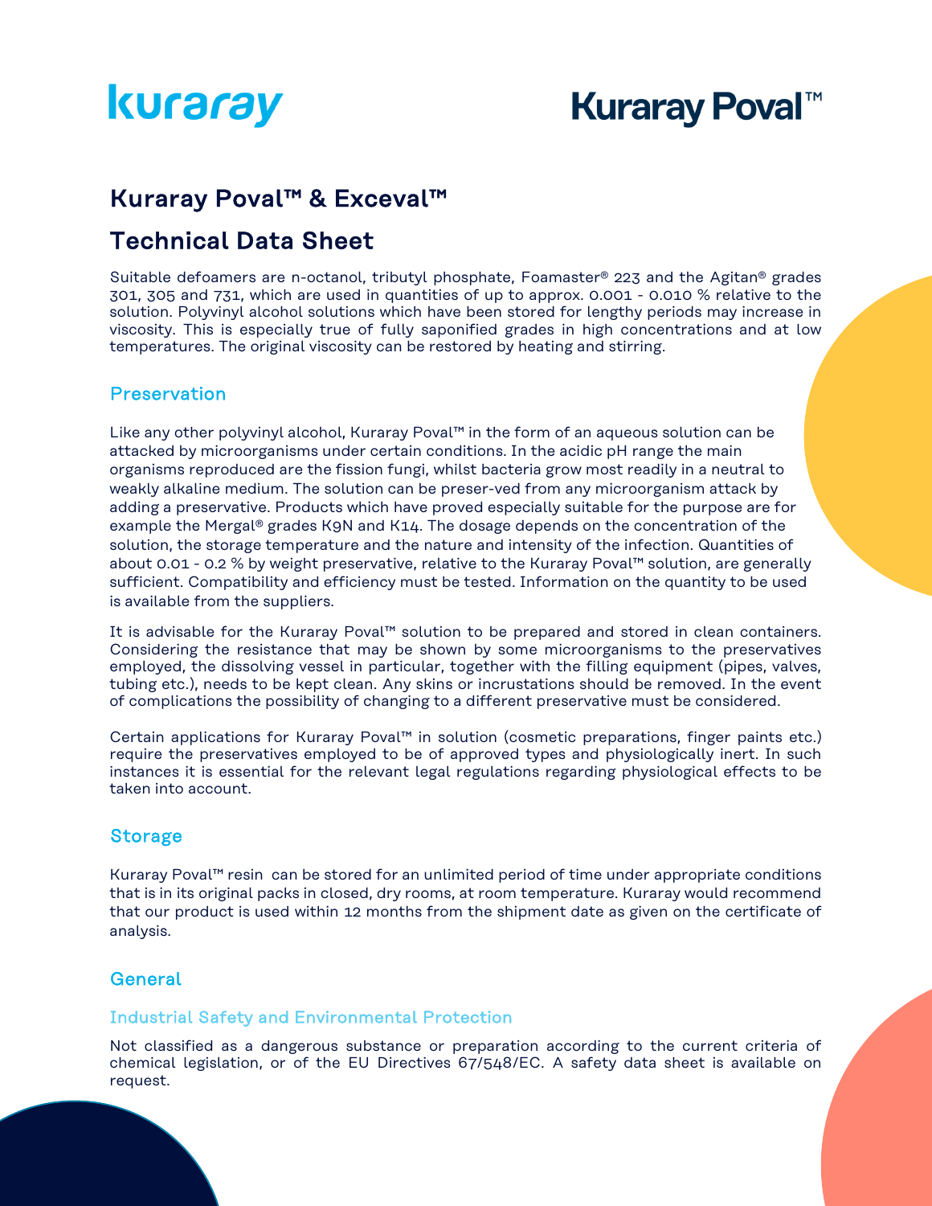# Kuraray Poval™ & Exceval™

# Technical Data Sheet

Suitable defoamers are n-octanol, tributyl phosphate, Foamaster® 223 and the Agitan® grades 301, 305 and 731, which are used in quantities of up to approx. 0.001 - 0.010 % relative to the solution. Polyvinyl alcohol solutions which have been stored for lengthy periods may increase in viscosity. This is especially true of fully saponified grades in high concentrations and at low temperatures. The original viscosity can be restored by heating and stirring.

## Preservation

Like any other polyvinyl alcohol, Kuraray Poval™ in the form of an aqueous solution can be attacked by microorganisms under certain conditions. In the acidic pH range the main organisms reproduced are the fission fungi, whilst bacteria grow most readily in a neutral to weakly alkaline medium. The solution can be preser-ved from any microorganism attack by adding a preservative. Products which have proved especially suitable for the purpose are for example the Mergal® grades K9N and K14. The dosage depends on the concentration of the solution, the storage temperature and the nature and intensity of the infection. Quantities of about 0.01 - 0.2 % by weight preservative, relative to the Kuraray Poval™ solution, are generally sufficient. Compatibility and efficiency must be tested. Information on the quantity to be used is available from the suppliers.

It is advisable for the Kuraray Poval™ solution to be prepared and stored in clean containers. Considering the resistance that may be shown by some microorganisms to the preservatives employed, the dissolving vessel in particular, together with the filling equipment (pipes, valves, tubing etc.), needs to be kept clean. Any skins or incrustations should be removed. In the event of complications the possibility of changing to a different preservative must be considered.

Certain applications for Kuraray Poval™ in solution (cosmetic preparations, finger paints etc.) require the preservatives employed to be of approved types and physiologically inert. In such instances it is essential for the relevant legal regulations regarding physiological effects to be taken into account.

## Storage

Kuraray Poval™ resin can be stored for an unlimited period of time under appropriate conditions that is in its original packs in closed, dry rooms, at room temperature. Kuraray would recommend that our product is used within 12 months from the shipment date as given on the certificate of analysis.

## General

### Industrial Safety and Environmental Protection

Not classified as a dangerous substance or preparation according to the current criteria of chemical legislation, or of the EU Directives 67/548/EC. A safety data sheet is available on request.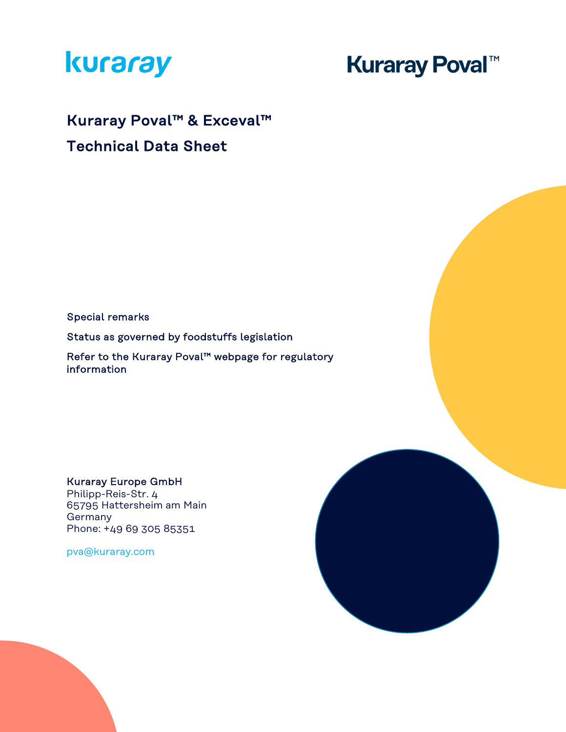kuraray

Kuraray Poval™

## Kuraray Poval™ & Exceval™

## Technical Data Sheet

Special remarks

Status as governed by foodstuffs legislation

Refer to the Kuraray Poval™ webpage for regulatory information

**Kuraray Europe GmbH**
Philipp-Reis-Str. 4
65795 Hattersheim am Main
Germany
Phone: +49 69 305 85351

pva@kuraray.com